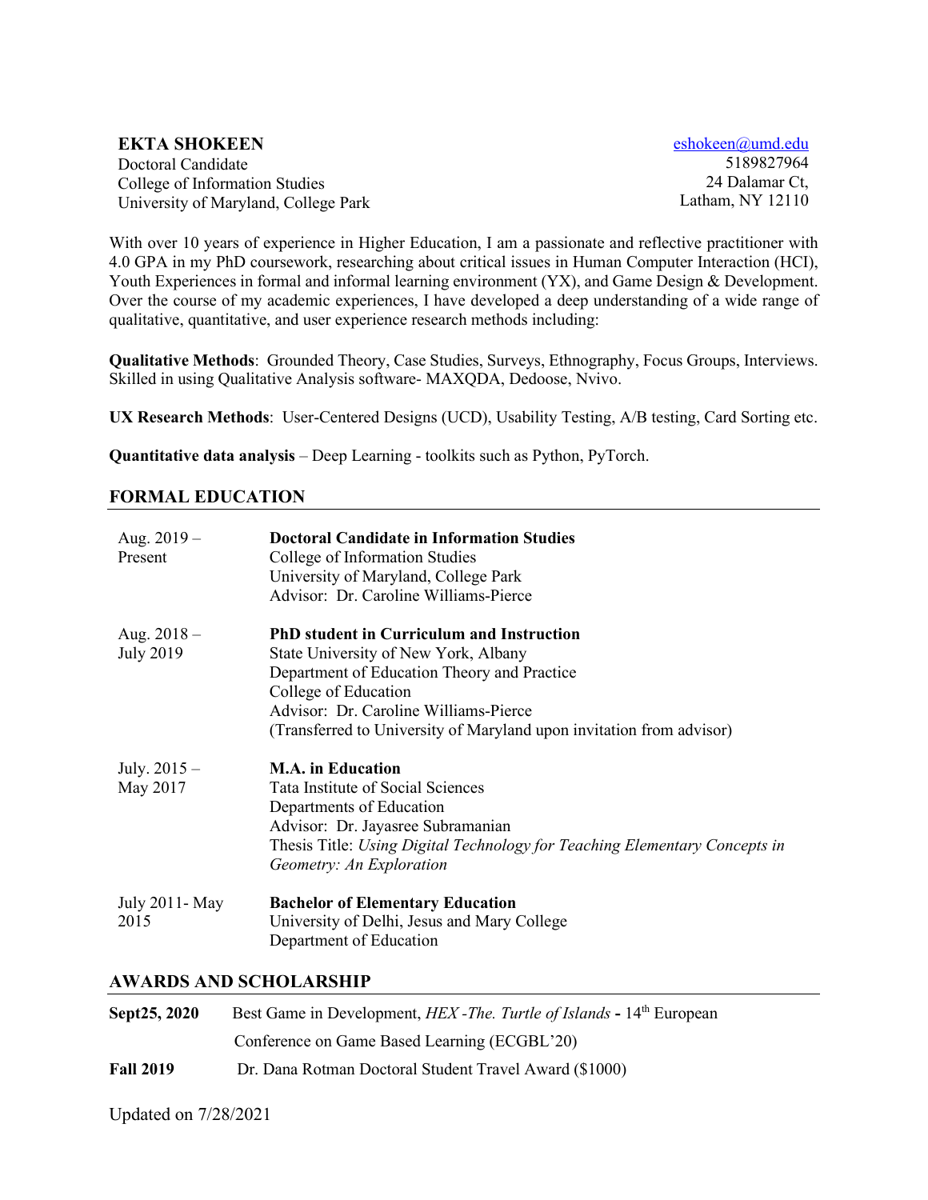**EKTA SHOKEEN**
Doctoral Candidate
College of Information Studies
University of Maryland, College Park

eshokeen@umd.edu
5189827964
24 Dalamar Ct,
Latham, NY 12110

With over 10 years of experience in Higher Education, I am a passionate and reflective practitioner with 4.0 GPA in my PhD coursework, researching about critical issues in Human Computer Interaction (HCI), Youth Experiences in formal and informal learning environment (YX), and Game Design & Development. Over the course of my academic experiences, I have developed a deep understanding of a wide range of qualitative, quantitative, and user experience research methods including:

**Qualitative Methods**: Grounded Theory, Case Studies, Surveys, Ethnography, Focus Groups, Interviews. Skilled in using Qualitative Analysis software- MAXQDA, Dedoose, Nvivo.

**UX Research Methods**: User-Centered Designs (UCD), Usability Testing, A/B testing, Card Sorting etc.

**Quantitative data analysis** – Deep Learning - toolkits such as Python, PyTorch.

## FORMAL EDUCATION

| | |
|---|---|
| Aug. 2019 – Present | **Doctoral Candidate in Information Studies**<br>College of Information Studies<br>University of Maryland, College Park<br>Advisor: Dr. Caroline Williams-Pierce |
| Aug. 2018 – July 2019 | **PhD student in Curriculum and Instruction**<br>State University of New York, Albany<br>Department of Education Theory and Practice<br>College of Education<br>Advisor: Dr. Caroline Williams-Pierce<br>(Transferred to University of Maryland upon invitation from advisor) |
| July. 2015 – May 2017 | **M.A. in Education**<br>Tata Institute of Social Sciences<br>Departments of Education<br>Advisor: Dr. Jayasree Subramanian<br>Thesis Title: *Using Digital Technology for Teaching Elementary Concepts in Geometry: An Exploration* |
| July 2011- May 2015 | **Bachelor of Elementary Education**<br>University of Delhi, Jesus and Mary College<br>Department of Education |

## AWARDS AND SCHOLARSHIP

| | |
|---|---|
| **Sept25, 2020** | Best Game in Development, *HEX -The. Turtle of Islands* **-** 14th European Conference on Game Based Learning (ECGBL'20) |
| **Fall 2019** | Dr. Dana Rotman Doctoral Student Travel Award ($1000) |

Updated on 7/28/2021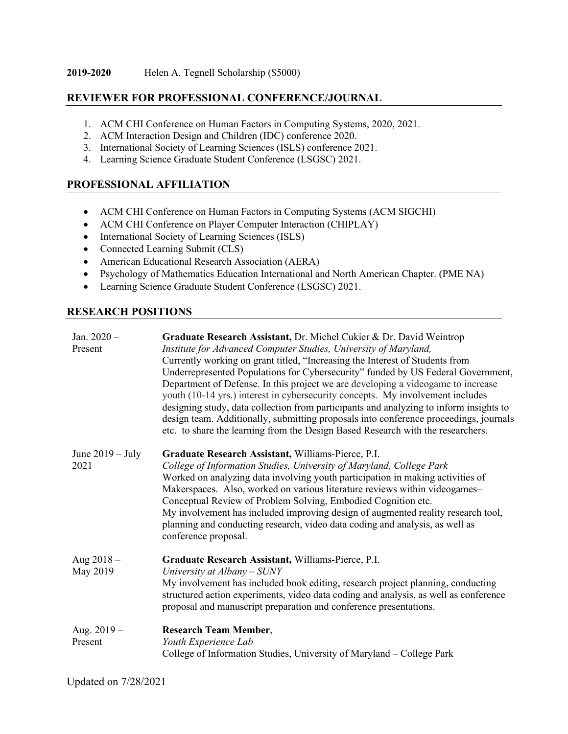**2019-2020** Helen A. Tegnell Scholarship ($5000)

## REVIEWER FOR PROFESSIONAL CONFERENCE/JOURNAL

1. ACM CHI Conference on Human Factors in Computing Systems, 2020, 2021.
2. ACM Interaction Design and Children (IDC) conference 2020.
3. International Society of Learning Sciences (ISLS) conference 2021.
4. Learning Science Graduate Student Conference (LSGSC) 2021.

## PROFESSIONAL AFFILIATION

- ACM CHI Conference on Human Factors in Computing Systems (ACM SIGCHI)
- ACM CHI Conference on Player Computer Interaction (CHIPLAY)
- International Society of Learning Sciences (ISLS)
- Connected Learning Submit (CLS)
- American Educational Research Association (AERA)
- Psychology of Mathematics Education International and North American Chapter. (PME NA)
- Learning Science Graduate Student Conference (LSGSC) 2021.

## RESEARCH POSITIONS

Jan. 2020 – Present
**Graduate Research Assistant,** Dr. Michel Cukier & Dr. David Weintrop
*Institute for Advanced Computer Studies, University of Maryland,*
Currently working on grant titled, "Increasing the Interest of Students from Underrepresented Populations for Cybersecurity" funded by US Federal Government, Department of Defense. In this project we are developing a videogame to increase youth (10-14 yrs.) interest in cybersecurity concepts. My involvement includes designing study, data collection from participants and analyzing to inform insights to design team. Additionally, submitting proposals into conference proceedings, journals etc. to share the learning from the Design Based Research with the researchers.

June 2019 – July 2021
**Graduate Research Assistant,** Williams-Pierce, P.I.
*College of Information Studies, University of Maryland, College Park*
Worked on analyzing data involving youth participation in making activities of Makerspaces. Also, worked on various literature reviews within videogames– Conceptual Review of Problem Solving, Embodied Cognition etc.
My involvement has included improving design of augmented reality research tool, planning and conducting research, video data coding and analysis, as well as conference proposal.

Aug 2018 – May 2019
**Graduate Research Assistant,** Williams-Pierce, P.I.
*University at Albany – SUNY*
My involvement has included book editing, research project planning, conducting structured action experiments, video data coding and analysis, as well as conference proposal and manuscript preparation and conference presentations.

Aug. 2019 – Present
**Research Team Member**,
*Youth Experience Lab*
College of Information Studies, University of Maryland – College Park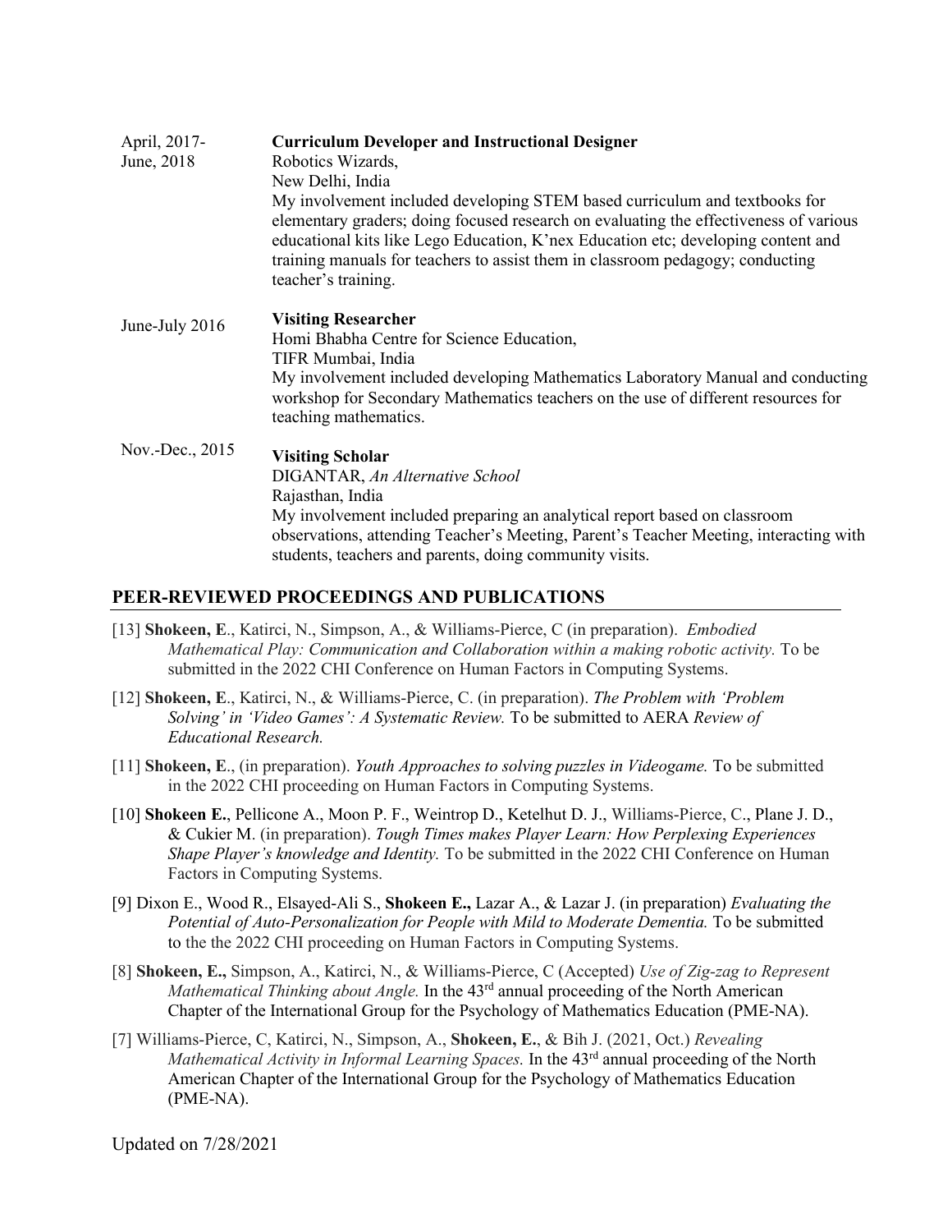April, 2017- June, 2018 — **Curriculum Developer and Instructional Designer**
Robotics Wizards,
New Delhi, India
My involvement included developing STEM based curriculum and textbooks for elementary graders; doing focused research on evaluating the effectiveness of various educational kits like Lego Education, K'nex Education etc; developing content and training manuals for teachers to assist them in classroom pedagogy; conducting teacher's training.

June-July 2016 — **Visiting Researcher**
Homi Bhabha Centre for Science Education,
TIFR Mumbai, India
My involvement included developing Mathematics Laboratory Manual and conducting workshop for Secondary Mathematics teachers on the use of different resources for teaching mathematics.

Nov.-Dec., 2015 — **Visiting Scholar**
DIGANTAR, *An Alternative School*
Rajasthan, India
My involvement included preparing an analytical report based on classroom observations, attending Teacher's Meeting, Parent's Teacher Meeting, interacting with students, teachers and parents, doing community visits.

## PEER-REVIEWED PROCEEDINGS AND PUBLICATIONS

[13] **Shokeen, E**., Katirci, N., Simpson, A., & Williams-Pierce, C (in preparation). *Embodied Mathematical Play: Communication and Collaboration within a making robotic activity.* To be submitted in the 2022 CHI Conference on Human Factors in Computing Systems.

[12] **Shokeen, E**., Katirci, N., & Williams-Pierce, C. (in preparation). *The Problem with 'Problem Solving' in 'Video Games': A Systematic Review.* To be submitted to AERA *Review of Educational Research.*

[11] **Shokeen, E**., (in preparation). *Youth Approaches to solving puzzles in Videogame.* To be submitted in the 2022 CHI proceeding on Human Factors in Computing Systems.

[10] **Shokeen E.**, Pellicone A., Moon P. F., Weintrop D., Ketelhut D. J., Williams-Pierce, C., Plane J. D., & Cukier M. (in preparation). *Tough Times makes Player Learn: How Perplexing Experiences Shape Player's knowledge and Identity.* To be submitted in the 2022 CHI Conference on Human Factors in Computing Systems.

[9] Dixon E., Wood R., Elsayed-Ali S., **Shokeen E.,** Lazar A., & Lazar J. (in preparation) *Evaluating the Potential of Auto-Personalization for People with Mild to Moderate Dementia.* To be submitted to the the 2022 CHI proceeding on Human Factors in Computing Systems.

[8] **Shokeen, E.,** Simpson, A., Katirci, N., & Williams-Pierce, C (Accepted) *Use of Zig-zag to Represent Mathematical Thinking about Angle.* In the 43rd annual proceeding of the North American Chapter of the International Group for the Psychology of Mathematics Education (PME-NA).

[7] Williams-Pierce, C, Katirci, N., Simpson, A., **Shokeen, E.**, & Bih J. (2021, Oct.) *Revealing Mathematical Activity in Informal Learning Spaces.* In the 43rd annual proceeding of the North American Chapter of the International Group for the Psychology of Mathematics Education (PME-NA).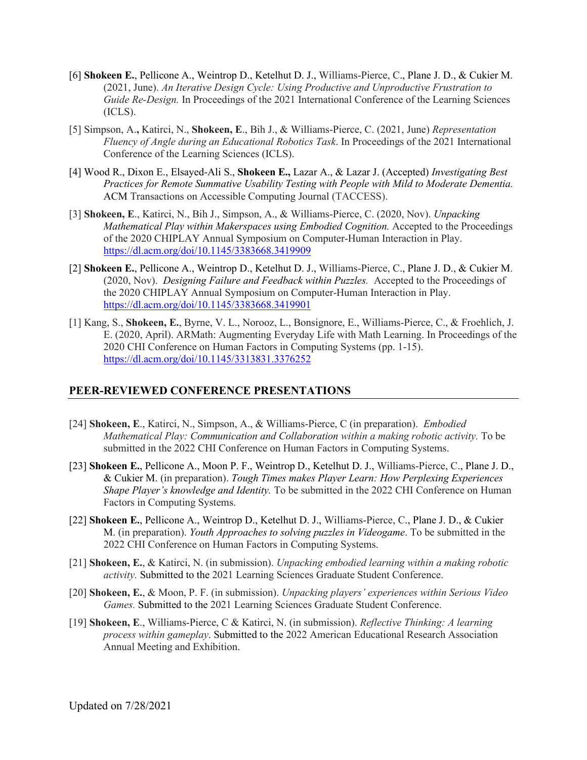[6] **Shokeen E.**, Pellicone A., Weintrop D., Ketelhut D. J., Williams-Pierce, C., Plane J. D., & Cukier M. (2021, June). *An Iterative Design Cycle: Using Productive and Unproductive Frustration to Guide Re-Design.* In Proceedings of the 2021 International Conference of the Learning Sciences (ICLS).

[5] Simpson, A.**,** Katirci, N., **Shokeen, E**., Bih J., & Williams-Pierce, C. (2021, June) *Representation Fluency of Angle during an Educational Robotics Task*. In Proceedings of the 2021 International Conference of the Learning Sciences (ICLS).

[4] Wood R., Dixon E., Elsayed-Ali S., **Shokeen E.,** Lazar A., & Lazar J. (Accepted) *Investigating Best Practices for Remote Summative Usability Testing with People with Mild to Moderate Dementia.* ACM Transactions on Accessible Computing Journal (TACCESS).

[3] **Shokeen, E**., Katirci, N., Bih J., Simpson, A., & Williams-Pierce, C. (2020, Nov). *Unpacking Mathematical Play within Makerspaces using Embodied Cognition.* Accepted to the Proceedings of the 2020 CHIPLAY Annual Symposium on Computer-Human Interaction in Play. https://dl.acm.org/doi/10.1145/3383668.3419909

[2] **Shokeen E.**, Pellicone A., Weintrop D., Ketelhut D. J., Williams-Pierce, C., Plane J. D., & Cukier M. (2020, Nov). *Designing Failure and Feedback within Puzzles.* Accepted to the Proceedings of the 2020 CHIPLAY Annual Symposium on Computer-Human Interaction in Play. https://dl.acm.org/doi/10.1145/3383668.3419901

[1] Kang, S., **Shokeen, E.**, Byrne, V. L., Norooz, L., Bonsignore, E., Williams-Pierce, C., & Froehlich, J. E. (2020, April). ARMath: Augmenting Everyday Life with Math Learning. In Proceedings of the 2020 CHI Conference on Human Factors in Computing Systems (pp. 1-15). https://dl.acm.org/doi/10.1145/3313831.3376252

## PEER-REVIEWED CONFERENCE PRESENTATIONS

[24] **Shokeen, E**., Katirci, N., Simpson, A., & Williams-Pierce, C (in preparation). *Embodied Mathematical Play: Communication and Collaboration within a making robotic activity.* To be submitted in the 2022 CHI Conference on Human Factors in Computing Systems.

[23] **Shokeen E.**, Pellicone A., Moon P. F., Weintrop D., Ketelhut D. J., Williams-Pierce, C., Plane J. D., & Cukier M. (in preparation). *Tough Times makes Player Learn: How Perplexing Experiences Shape Player's knowledge and Identity.* To be submitted in the 2022 CHI Conference on Human Factors in Computing Systems.

[22] **Shokeen E.**, Pellicone A., Weintrop D., Ketelhut D. J., Williams-Pierce, C., Plane J. D., & Cukier M. (in preparation). *Youth Approaches to solving puzzles in Videogame*. To be submitted in the 2022 CHI Conference on Human Factors in Computing Systems.

[21] **Shokeen, E.**, & Katirci, N. (in submission). *Unpacking embodied learning within a making robotic activity.* Submitted to the 2021 Learning Sciences Graduate Student Conference.

[20] **Shokeen, E.**, & Moon, P. F. (in submission). *Unpacking players' experiences within Serious Video Games.* Submitted to the 2021 Learning Sciences Graduate Student Conference.

[19] **Shokeen, E**., Williams-Pierce, C & Katirci, N. (in submission). *Reflective Thinking: A learning process within gameplay*. Submitted to the 2022 American Educational Research Association Annual Meeting and Exhibition.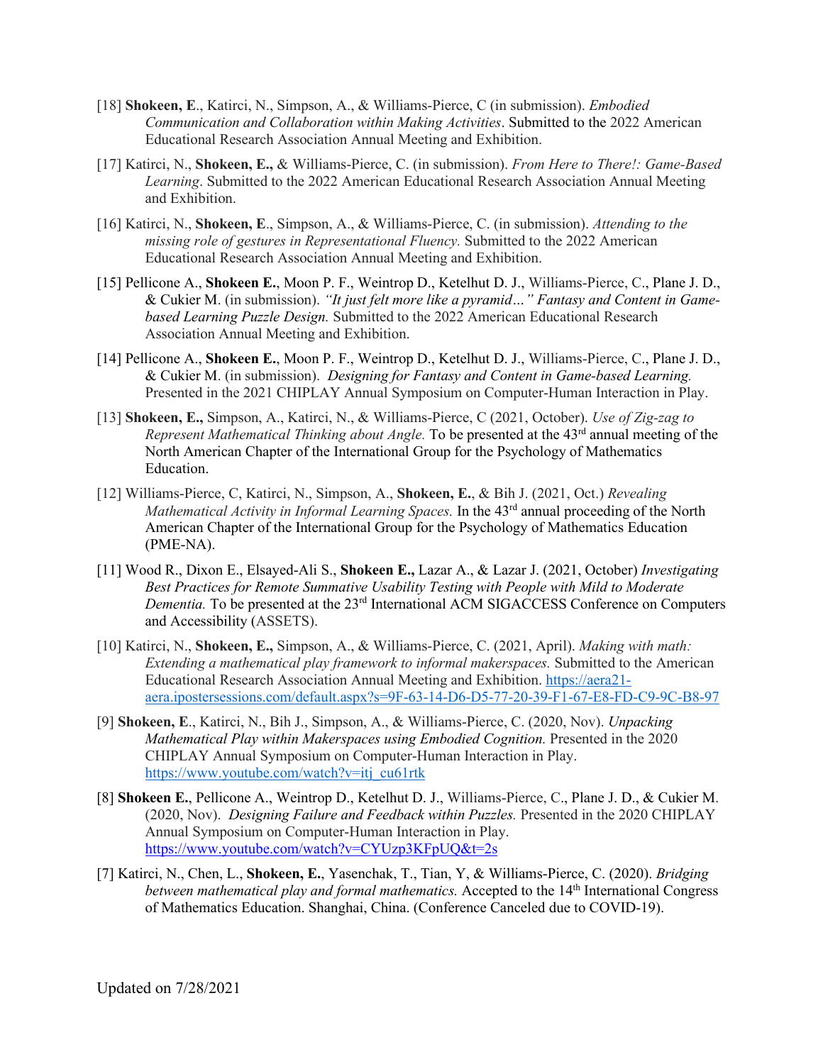[18] **Shokeen, E**., Katirci, N., Simpson, A., & Williams-Pierce, C (in submission). *Embodied Communication and Collaboration within Making Activities*. Submitted to the 2022 American Educational Research Association Annual Meeting and Exhibition.

[17] Katirci, N., **Shokeen, E.,** & Williams-Pierce, C. (in submission). *From Here to There!: Game-Based Learning*. Submitted to the 2022 American Educational Research Association Annual Meeting and Exhibition.

[16] Katirci, N., **Shokeen, E**., Simpson, A., & Williams-Pierce, C. (in submission). *Attending to the missing role of gestures in Representational Fluency.* Submitted to the 2022 American Educational Research Association Annual Meeting and Exhibition.

[15] Pellicone A., **Shokeen E.**, Moon P. F., Weintrop D., Ketelhut D. J., Williams-Pierce, C., Plane J. D., & Cukier M. (in submission). *"It just felt more like a pyramid…" Fantasy and Content in Game-based Learning Puzzle Design.* Submitted to the 2022 American Educational Research Association Annual Meeting and Exhibition.

[14] Pellicone A., **Shokeen E.**, Moon P. F., Weintrop D., Ketelhut D. J., Williams-Pierce, C., Plane J. D., & Cukier M. (in submission). *Designing for Fantasy and Content in Game-based Learning.* Presented in the 2021 CHIPLAY Annual Symposium on Computer-Human Interaction in Play.

[13] **Shokeen, E.,** Simpson, A., Katirci, N., & Williams-Pierce, C (2021, October). *Use of Zig-zag to Represent Mathematical Thinking about Angle.* To be presented at the 43rd annual meeting of the North American Chapter of the International Group for the Psychology of Mathematics Education.

[12] Williams-Pierce, C, Katirci, N., Simpson, A., **Shokeen, E.**, & Bih J. (2021, Oct.) *Revealing Mathematical Activity in Informal Learning Spaces.* In the 43rd annual proceeding of the North American Chapter of the International Group for the Psychology of Mathematics Education (PME-NA).

[11] Wood R., Dixon E., Elsayed-Ali S., **Shokeen E.**, Lazar A., & Lazar J. (2021, October) *Investigating Best Practices for Remote Summative Usability Testing with People with Mild to Moderate Dementia.* To be presented at the 23rd International ACM SIGACCESS Conference on Computers and Accessibility (ASSETS).

[10] Katirci, N., **Shokeen, E.,** Simpson, A., & Williams-Pierce, C. (2021, April). *Making with math: Extending a mathematical play framework to informal makerspaces.* Submitted to the American Educational Research Association Annual Meeting and Exhibition. https://aera21-aera.ipostersessions.com/default.aspx?s=9F-63-14-D6-D5-77-20-39-F1-67-E8-FD-C9-9C-B8-97

[9] **Shokeen, E**., Katirci, N., Bih J., Simpson, A., & Williams-Pierce, C. (2020, Nov). *Unpacking Mathematical Play within Makerspaces using Embodied Cognition.* Presented in the 2020 CHIPLAY Annual Symposium on Computer-Human Interaction in Play. https://www.youtube.com/watch?v=itj_cu61rtk

[8] **Shokeen E.**, Pellicone A., Weintrop D., Ketelhut D. J., Williams-Pierce, C., Plane J. D., & Cukier M. (2020, Nov). *Designing Failure and Feedback within Puzzles.* Presented in the 2020 CHIPLAY Annual Symposium on Computer-Human Interaction in Play. https://www.youtube.com/watch?v=CYUzp3KFpUQ&t=2s

[7] Katirci, N., Chen, L., **Shokeen, E.**, Yasenchak, T., Tian, Y, & Williams-Pierce, C. (2020). *Bridging between mathematical play and formal mathematics.* Accepted to the 14th International Congress of Mathematics Education. Shanghai, China. (Conference Canceled due to COVID-19).

Updated on 7/28/2021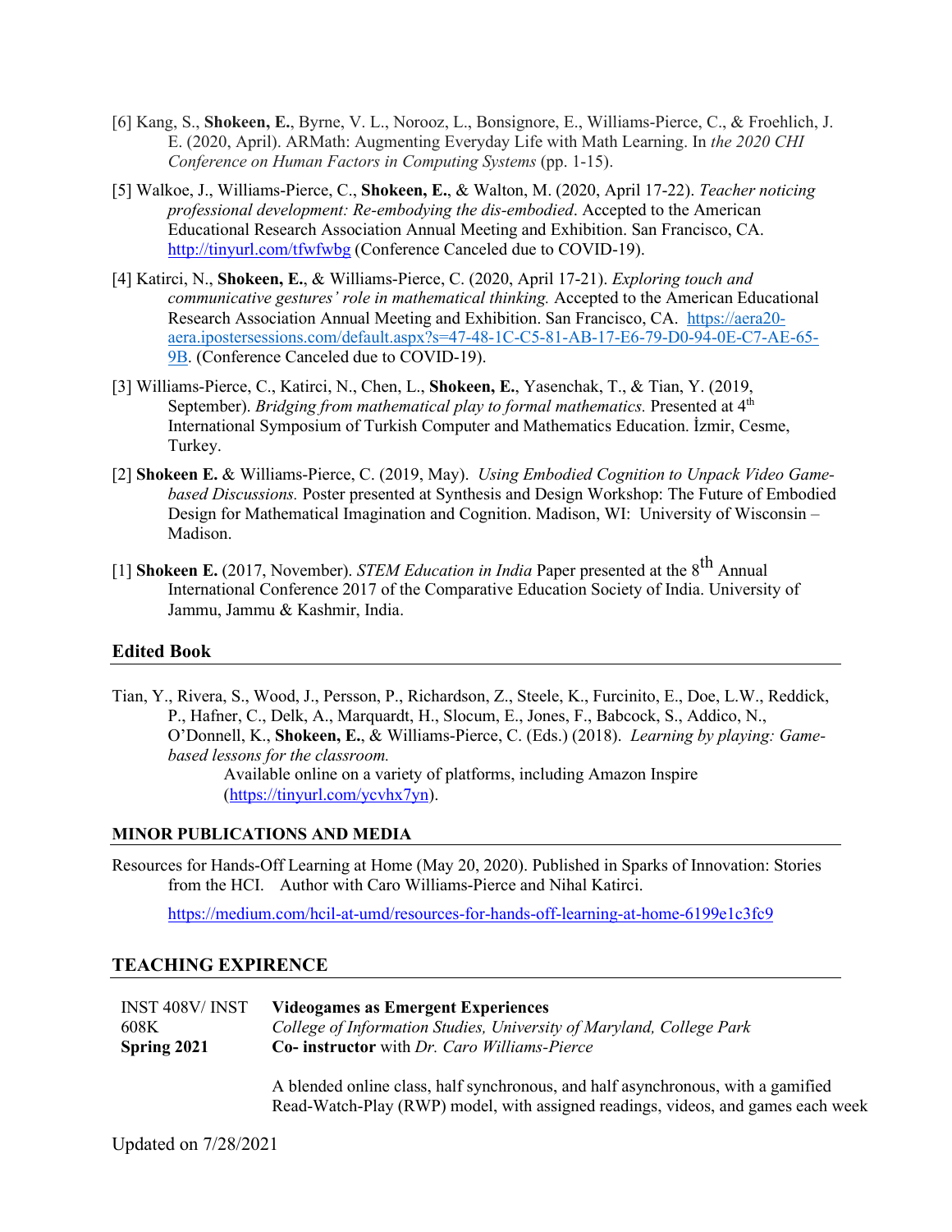[6] Kang, S., **Shokeen, E.**, Byrne, V. L., Norooz, L., Bonsignore, E., Williams-Pierce, C., & Froehlich, J. E. (2020, April). ARMath: Augmenting Everyday Life with Math Learning. In *the 2020 CHI Conference on Human Factors in Computing Systems* (pp. 1-15).

[5] Walkoe, J., Williams-Pierce, C., **Shokeen, E.**, & Walton, M. (2020, April 17-22). *Teacher noticing professional development: Re-embodying the dis-embodied*. Accepted to the American Educational Research Association Annual Meeting and Exhibition. San Francisco, CA. http://tinyurl.com/tfwfwbg (Conference Canceled due to COVID-19).

[4] Katirci, N., **Shokeen, E.**, & Williams-Pierce, C. (2020, April 17-21). *Exploring touch and communicative gestures' role in mathematical thinking.* Accepted to the American Educational Research Association Annual Meeting and Exhibition. San Francisco, CA. https://aera20-aera.ipostersessions.com/default.aspx?s=47-48-1C-C5-81-AB-17-E6-79-D0-94-0E-C7-AE-65-9B. (Conference Canceled due to COVID-19).

[3] Williams-Pierce, C., Katirci, N., Chen, L., **Shokeen, E.**, Yasenchak, T., & Tian, Y. (2019, September). *Bridging from mathematical play to formal mathematics.* Presented at 4th International Symposium of Turkish Computer and Mathematics Education. İzmir, Cesme, Turkey.

[2] **Shokeen E.** & Williams-Pierce, C. (2019, May). *Using Embodied Cognition to Unpack Video Game-based Discussions.* Poster presented at Synthesis and Design Workshop: The Future of Embodied Design for Mathematical Imagination and Cognition. Madison, WI: University of Wisconsin – Madison.

[1] **Shokeen E.** (2017, November). *STEM Education in India* Paper presented at the 8th Annual International Conference 2017 of the Comparative Education Society of India. University of Jammu, Jammu & Kashmir, India.

## Edited Book

Tian, Y., Rivera, S., Wood, J., Persson, P., Richardson, Z., Steele, K., Furcinito, E., Doe, L.W., Reddick, P., Hafner, C., Delk, A., Marquardt, H., Slocum, E., Jones, F., Babcock, S., Addico, N., O'Donnell, K., **Shokeen, E.**, & Williams-Pierce, C. (Eds.) (2018). *Learning by playing: Game-based lessons for the classroom.*
Available online on a variety of platforms, including Amazon Inspire (https://tinyurl.com/ycvhx7yn).

## MINOR PUBLICATIONS AND MEDIA

Resources for Hands-Off Learning at Home (May 20, 2020). Published in Sparks of Innovation: Stories from the HCI. Author with Caro Williams-Pierce and Nihal Katirci.

https://medium.com/hcil-at-umd/resources-for-hands-off-learning-at-home-6199e1c3fc9

## TEACHING EXPIRENCE

INST 408V/ INST 608K
**Spring 2021**

**Videogames as Emergent Experiences**
*College of Information Studies, University of Maryland, College Park*
**Co- instructor** with *Dr. Caro Williams-Pierce*

A blended online class, half synchronous, and half asynchronous, with a gamified Read-Watch-Play (RWP) model, with assigned readings, videos, and games each week

Updated on 7/28/2021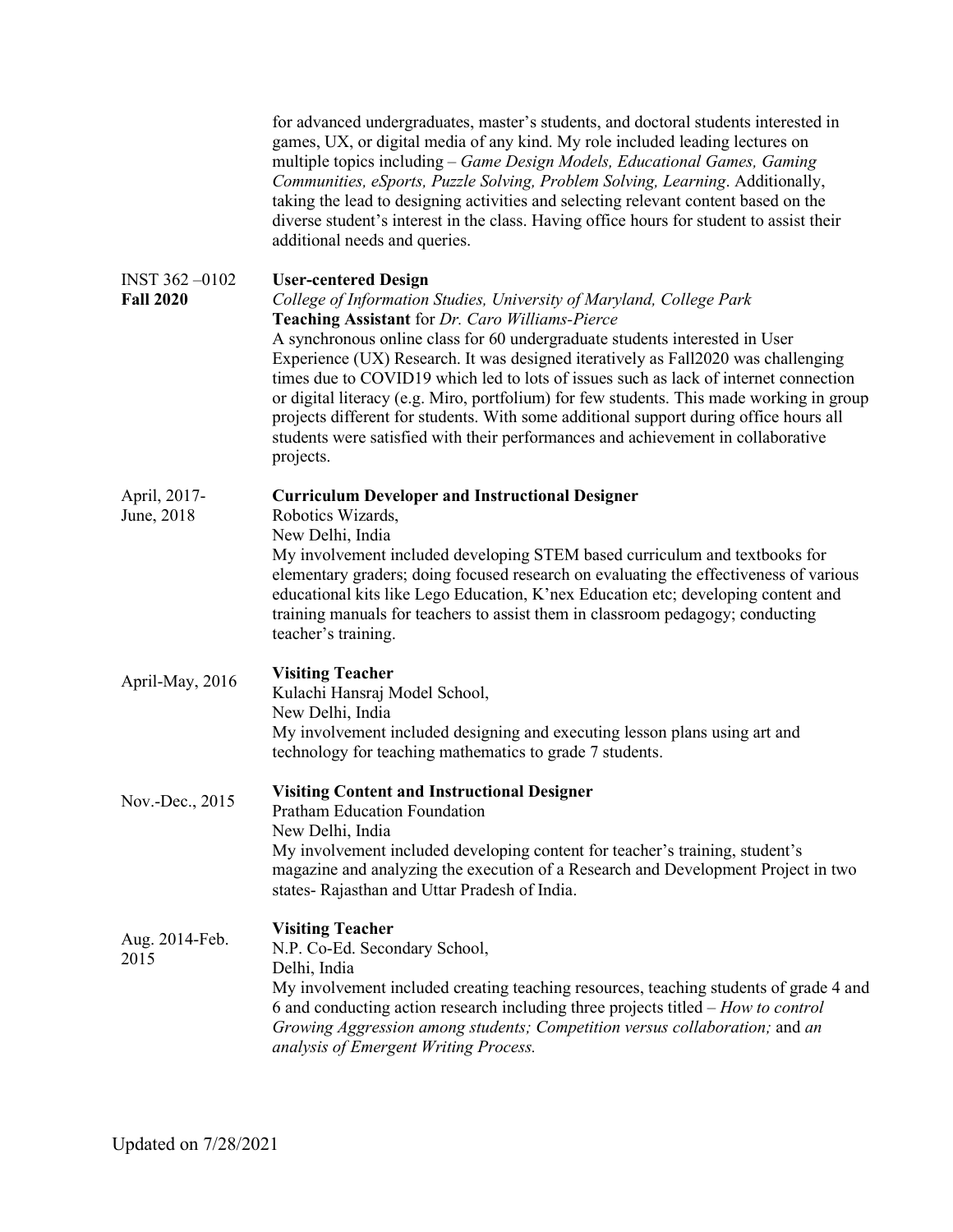for advanced undergraduates, master's students, and doctoral students interested in games, UX, or digital media of any kind. My role included leading lectures on multiple topics including – *Game Design Models, Educational Games, Gaming Communities, eSports, Puzzle Solving, Problem Solving, Learning*. Additionally, taking the lead to designing activities and selecting relevant content based on the diverse student's interest in the class. Having office hours for student to assist their additional needs and queries.

INST 362 –0102
**Fall 2020**

**User-centered Design**
*College of Information Studies, University of Maryland, College Park*
**Teaching Assistant** for *Dr. Caro Williams-Pierce*
A synchronous online class for 60 undergraduate students interested in User Experience (UX) Research. It was designed iteratively as Fall2020 was challenging times due to COVID19 which led to lots of issues such as lack of internet connection or digital literacy (e.g. Miro, portfolium) for few students. This made working in group projects different for students. With some additional support during office hours all students were satisfied with their performances and achievement in collaborative projects.

April, 2017-
June, 2018

**Curriculum Developer and Instructional Designer**
Robotics Wizards,
New Delhi, India
My involvement included developing STEM based curriculum and textbooks for elementary graders; doing focused research on evaluating the effectiveness of various educational kits like Lego Education, K'nex Education etc; developing content and training manuals for teachers to assist them in classroom pedagogy; conducting teacher's training.

April-May, 2016

**Visiting Teacher**
Kulachi Hansraj Model School,
New Delhi, India
My involvement included designing and executing lesson plans using art and technology for teaching mathematics to grade 7 students.

Nov.-Dec., 2015

**Visiting Content and Instructional Designer**
Pratham Education Foundation
New Delhi, India
My involvement included developing content for teacher's training, student's magazine and analyzing the execution of a Research and Development Project in two states- Rajasthan and Uttar Pradesh of India.

Aug. 2014-Feb. 2015

**Visiting Teacher**
N.P. Co-Ed. Secondary School,
Delhi, India
My involvement included creating teaching resources, teaching students of grade 4 and 6 and conducting action research including three projects titled – *How to control Growing Aggression among students; Competition versus collaboration;* and *an analysis of Emergent Writing Process.*

Updated on 7/28/2021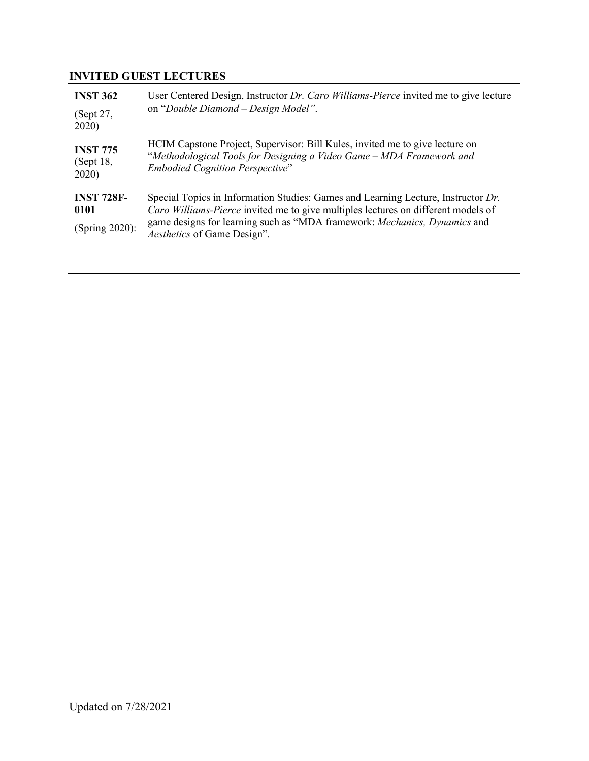## INVITED GUEST LECTURES

| | |
|---|---|
| **INST 362** (Sept 27, 2020) | User Centered Design, Instructor *Dr. Caro Williams-Pierce* invited me to give lecture on "*Double Diamond – Design Model"*. |
| **INST 775** (Sept 18, 2020) | HCIM Capstone Project, Supervisor: Bill Kules, invited me to give lecture on "*Methodological Tools for Designing a Video Game – MDA Framework and Embodied Cognition Perspective*" |
| **INST 728F-0101** (Spring 2020): | Special Topics in Information Studies: Games and Learning Lecture, Instructor *Dr. Caro Williams-Pierce* invited me to give multiples lectures on different models of game designs for learning such as "MDA framework: *Mechanics, Dynamics* and *Aesthetics* of Game Design". |

Updated on 7/28/2021